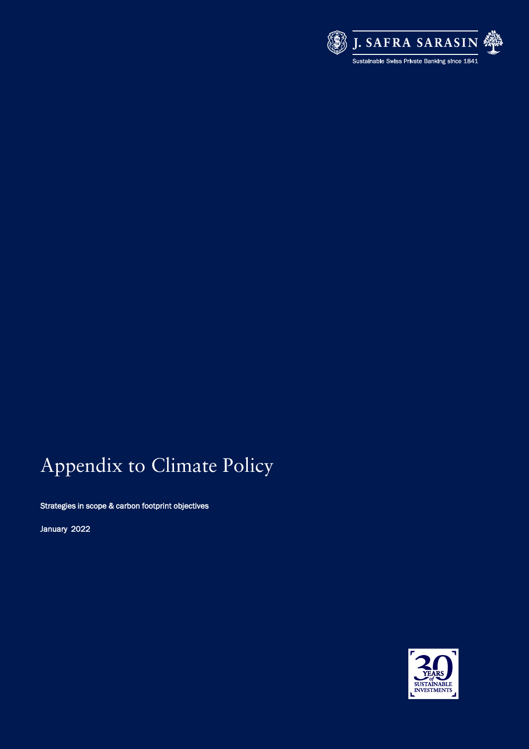J. SAFRA SARASIN

Sustainable Swiss Private Banking since 1841

# Appendix to Climate Policy

Strategies in scope & carbon footprint objectives

January 2022

30 YEARS of SUSTAINABLE INVESTMENTS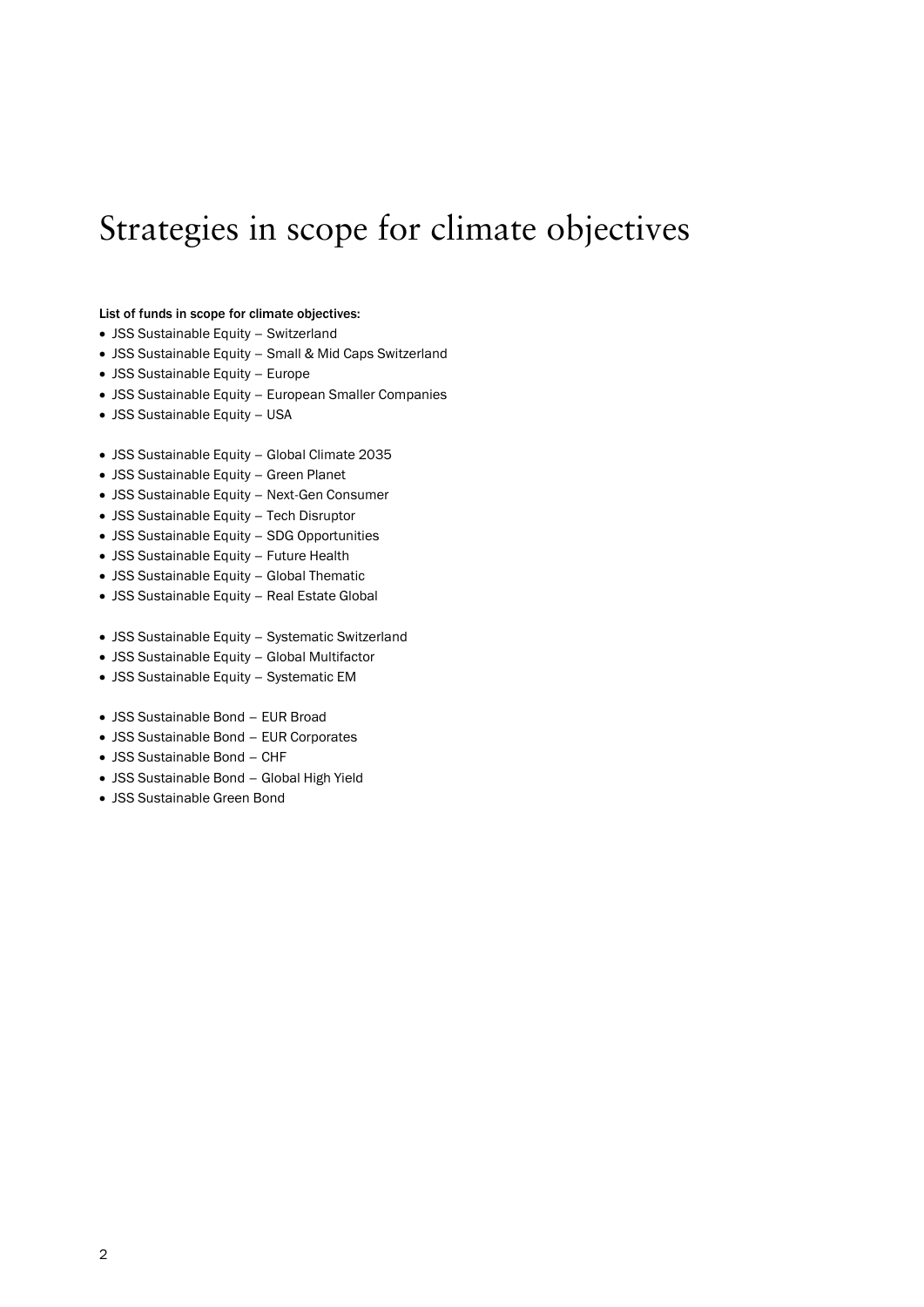# Strategies in scope for climate objectives

**List of funds in scope for climate objectives:**

- JSS Sustainable Equity – Switzerland
- JSS Sustainable Equity – Small & Mid Caps Switzerland
- JSS Sustainable Equity – Europe
- JSS Sustainable Equity – European Smaller Companies
- JSS Sustainable Equity – USA

- JSS Sustainable Equity – Global Climate 2035
- JSS Sustainable Equity – Green Planet
- JSS Sustainable Equity – Next-Gen Consumer
- JSS Sustainable Equity – Tech Disruptor
- JSS Sustainable Equity – SDG Opportunities
- JSS Sustainable Equity – Future Health
- JSS Sustainable Equity – Global Thematic
- JSS Sustainable Equity – Real Estate Global

- JSS Sustainable Equity – Systematic Switzerland
- JSS Sustainable Equity – Global Multifactor
- JSS Sustainable Equity – Systematic EM

- JSS Sustainable Bond – EUR Broad
- JSS Sustainable Bond – EUR Corporates
- JSS Sustainable Bond – CHF
- JSS Sustainable Bond – Global High Yield
- JSS Sustainable Green Bond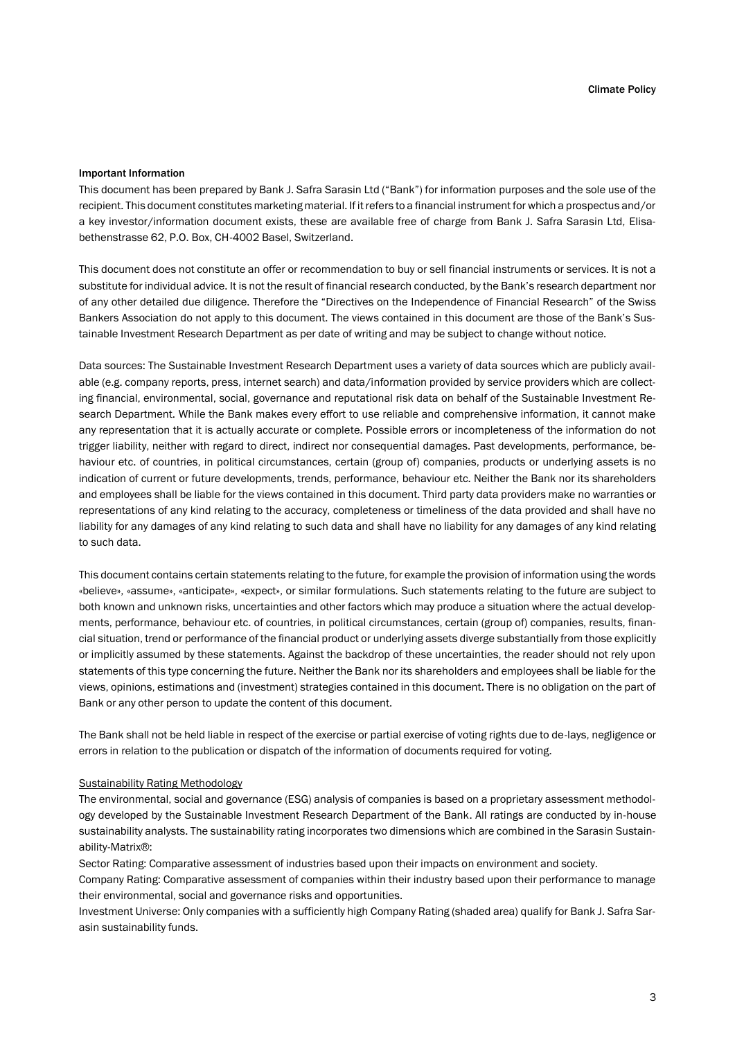### Important Information

This document has been prepared by Bank J. Safra Sarasin Ltd ("Bank") for information purposes and the sole use of the recipient. This document constitutes marketing material. If it refers to a financial instrument for which a prospectus and/or a key investor/information document exists, these are available free of charge from Bank J. Safra Sarasin Ltd, Elisabethenstrasse 62, P.O. Box, CH-4002 Basel, Switzerland.

This document does not constitute an offer or recommendation to buy or sell financial instruments or services. It is not a substitute for individual advice. It is not the result of financial research conducted, by the Bank's research department nor of any other detailed due diligence. Therefore the "Directives on the Independence of Financial Research" of the Swiss Bankers Association do not apply to this document. The views contained in this document are those of the Bank's Sustainable Investment Research Department as per date of writing and may be subject to change without notice.

Data sources: The Sustainable Investment Research Department uses a variety of data sources which are publicly available (e.g. company reports, press, internet search) and data/information provided by service providers which are collecting financial, environmental, social, governance and reputational risk data on behalf of the Sustainable Investment Research Department. While the Bank makes every effort to use reliable and comprehensive information, it cannot make any representation that it is actually accurate or complete. Possible errors or incompleteness of the information do not trigger liability, neither with regard to direct, indirect nor consequential damages. Past developments, performance, behaviour etc. of countries, in political circumstances, certain (group of) companies, products or underlying assets is no indication of current or future developments, trends, performance, behaviour etc. Neither the Bank nor its shareholders and employees shall be liable for the views contained in this document. Third party data providers make no warranties or representations of any kind relating to the accuracy, completeness or timeliness of the data provided and shall have no liability for any damages of any kind relating to such data and shall have no liability for any damages of any kind relating to such data.

This document contains certain statements relating to the future, for example the provision of information using the words «believe», «assume», «anticipate», «expect», or similar formulations. Such statements relating to the future are subject to both known and unknown risks, uncertainties and other factors which may produce a situation where the actual developments, performance, behaviour etc. of countries, in political circumstances, certain (group of) companies, results, financial situation, trend or performance of the financial product or underlying assets diverge substantially from those explicitly or implicitly assumed by these statements. Against the backdrop of these uncertainties, the reader should not rely upon statements of this type concerning the future. Neither the Bank nor its shareholders and employees shall be liable for the views, opinions, estimations and (investment) strategies contained in this document. There is no obligation on the part of Bank or any other person to update the content of this document.

The Bank shall not be held liable in respect of the exercise or partial exercise of voting rights due to de-lays, negligence or errors in relation to the publication or dispatch of the information of documents required for voting.

Sustainability Rating Methodology

The environmental, social and governance (ESG) analysis of companies is based on a proprietary assessment methodology developed by the Sustainable Investment Research Department of the Bank. All ratings are conducted by in-house sustainability analysts. The sustainability rating incorporates two dimensions which are combined in the Sarasin Sustainability-Matrix®:

Sector Rating: Comparative assessment of industries based upon their impacts on environment and society.

Company Rating: Comparative assessment of companies within their industry based upon their performance to manage their environmental, social and governance risks and opportunities.

Investment Universe: Only companies with a sufficiently high Company Rating (shaded area) qualify for Bank J. Safra Sarasin sustainability funds.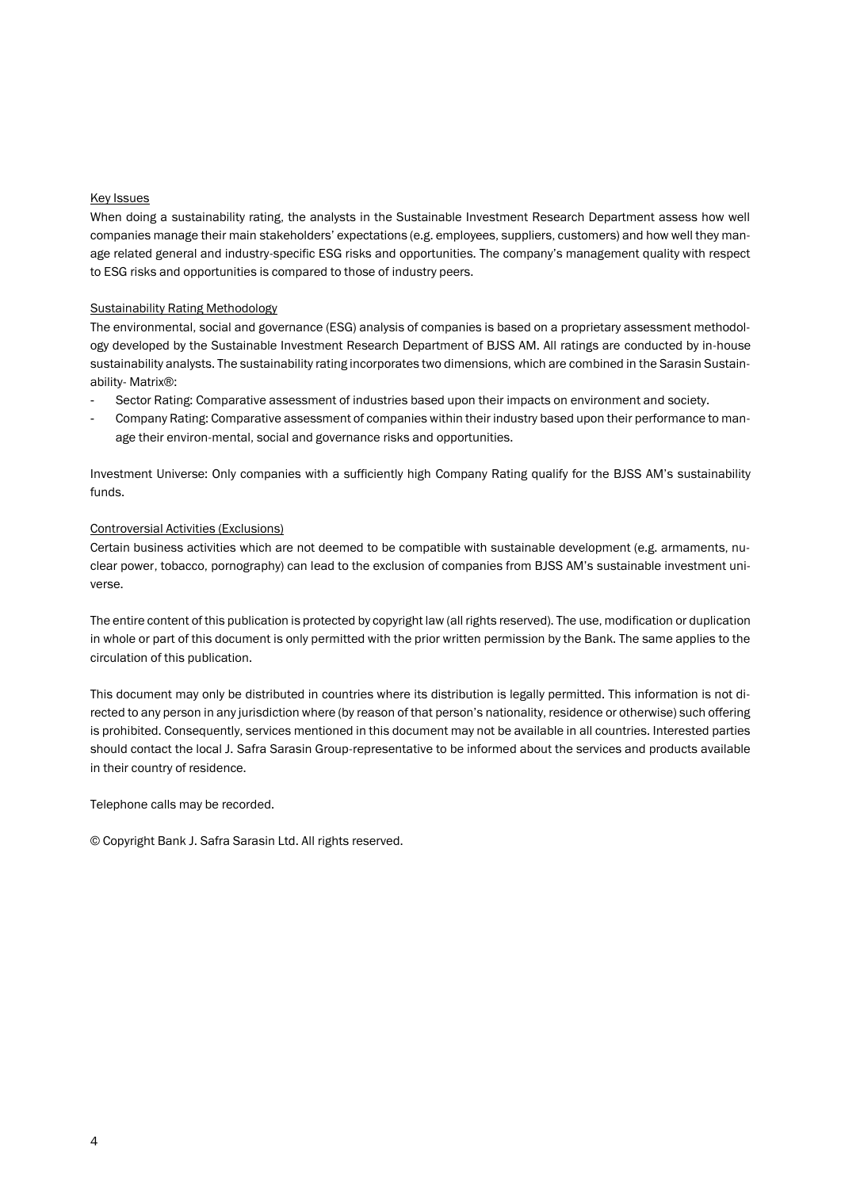Key Issues

When doing a sustainability rating, the analysts in the Sustainable Investment Research Department assess how well companies manage their main stakeholders' expectations (e.g. employees, suppliers, customers) and how well they manage related general and industry-specific ESG risks and opportunities. The company's management quality with respect to ESG risks and opportunities is compared to those of industry peers.

Sustainability Rating Methodology

The environmental, social and governance (ESG) analysis of companies is based on a proprietary assessment methodology developed by the Sustainable Investment Research Department of BJSS AM. All ratings are conducted by in-house sustainability analysts. The sustainability rating incorporates two dimensions, which are combined in the Sarasin Sustainability- Matrix®:

- Sector Rating: Comparative assessment of industries based upon their impacts on environment and society.
- Company Rating: Comparative assessment of companies within their industry based upon their performance to manage their environ-mental, social and governance risks and opportunities.

Investment Universe: Only companies with a sufficiently high Company Rating qualify for the BJSS AM's sustainability funds.

Controversial Activities (Exclusions)

Certain business activities which are not deemed to be compatible with sustainable development (e.g. armaments, nuclear power, tobacco, pornography) can lead to the exclusion of companies from BJSS AM's sustainable investment universe.

The entire content of this publication is protected by copyright law (all rights reserved). The use, modification or duplication in whole or part of this document is only permitted with the prior written permission by the Bank. The same applies to the circulation of this publication.

This document may only be distributed in countries where its distribution is legally permitted. This information is not directed to any person in any jurisdiction where (by reason of that person's nationality, residence or otherwise) such offering is prohibited. Consequently, services mentioned in this document may not be available in all countries. Interested parties should contact the local J. Safra Sarasin Group-representative to be informed about the services and products available in their country of residence.

Telephone calls may be recorded.

© Copyright Bank J. Safra Sarasin Ltd. All rights reserved.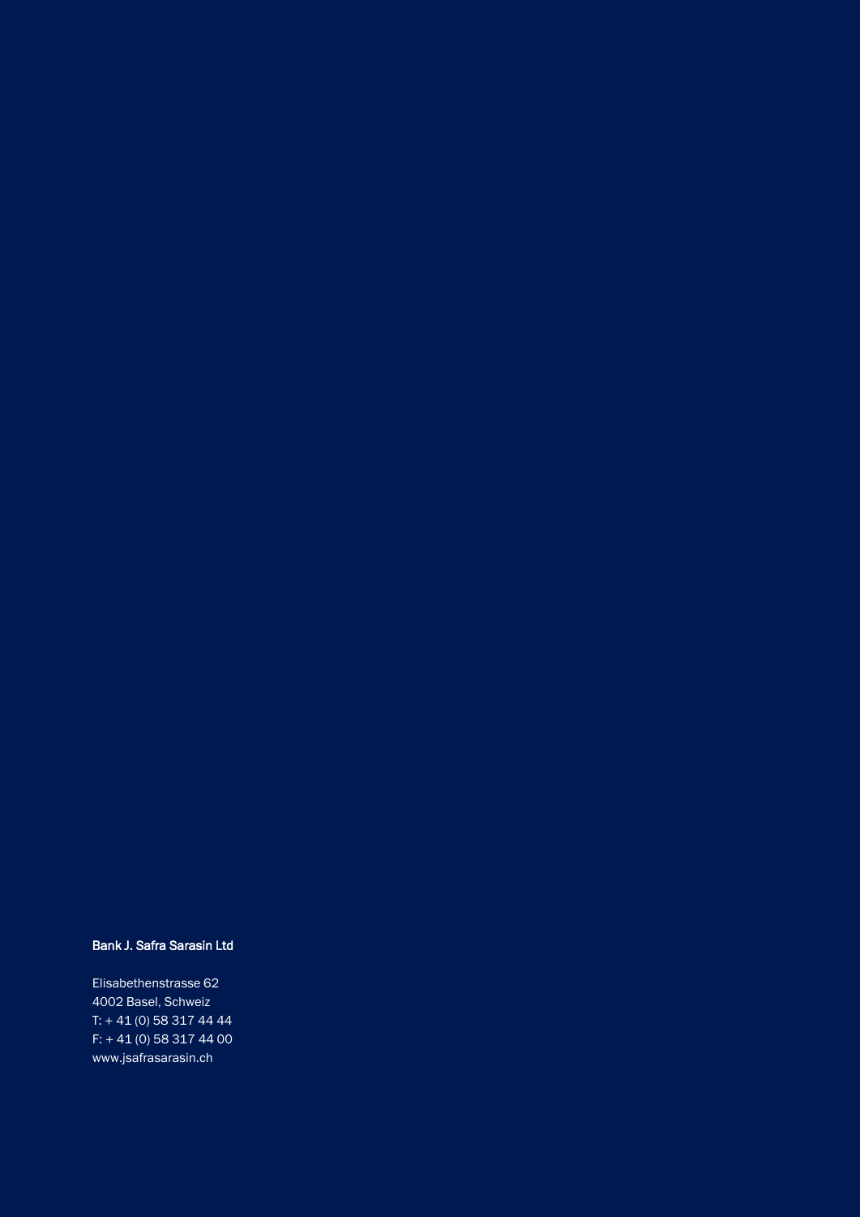**Bank J. Safra Sarasin Ltd**

Elisabethenstrasse 62
4002 Basel, Schweiz
T: + 41 (0) 58 317 44 44
F: + 41 (0) 58 317 44 00
www.jsafrasarasin.ch